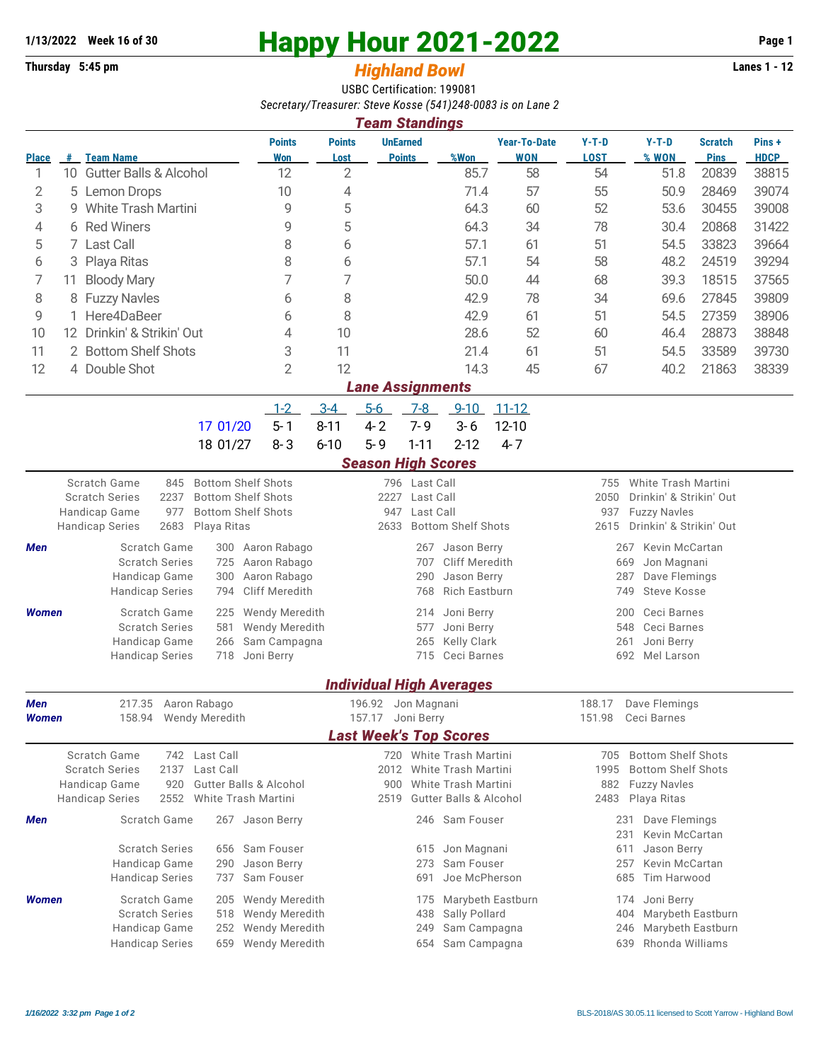1/13/2022 Week 16 of 30

# Happy Hour 2021-2022

## *Highland Bowl*

Thursday 5:45 pm — Lanes 1 - 12

USBC Certification: 199081

*Secretary/Treasurer: Steve Kosse (541)248-0083 is on Lane 2*

### *Team Standings*

| Place | # | Team Name | Points Won | Points Lost | UnEarned Points | %Won | Year-To-Date WON | Y-T-D LOST | Y-T-D % WON | Scratch Pins | Pins + HDCP |
|---|---|---|---|---|---|---|---|---|---|---|---|
| 1 | 10 | Gutter Balls & Alcohol | 12 | 2 | | 85.7 | 58 | 54 | 51.8 | 20839 | 38815 |
| 2 | 5 | Lemon Drops | 10 | 4 | | 71.4 | 57 | 55 | 50.9 | 28469 | 39074 |
| 3 | 9 | White Trash Martini | 9 | 5 | | 64.3 | 60 | 52 | 53.6 | 30455 | 39008 |
| 4 | 6 | Red Winers | 9 | 5 | | 64.3 | 34 | 78 | 30.4 | 20868 | 31422 |
| 5 | 7 | Last Call | 8 | 6 | | 57.1 | 61 | 51 | 54.5 | 33823 | 39664 |
| 6 | 3 | Playa Ritas | 8 | 6 | | 57.1 | 54 | 58 | 48.2 | 24519 | 39294 |
| 7 | 11 | Bloody Mary | 7 | 7 | | 50.0 | 44 | 68 | 39.3 | 18515 | 37565 |
| 8 | 8 | Fuzzy Navles | 6 | 8 | | 42.9 | 78 | 34 | 69.6 | 27845 | 39809 |
| 9 | 1 | Here4DaBeer | 6 | 8 | | 42.9 | 61 | 51 | 54.5 | 27359 | 38906 |
| 10 | 12 | Drinkin' & Strikin' Out | 4 | 10 | | 28.6 | 52 | 60 | 46.4 | 28873 | 38848 |
| 11 | 2 | Bottom Shelf Shots | 3 | 11 | | 21.4 | 61 | 51 | 54.5 | 33589 | 39730 |
| 12 | 4 | Double Shot | 2 | 12 | | 14.3 | 45 | 67 | 40.2 | 21863 | 38339 |

### *Lane Assignments*

| | 1-2 | 3-4 | 5-6 | 7-8 | 9-10 | 11-12 |
|---|---|---|---|---|---|---|
| 17 01/20 | 5- 1 | 8-11 | 4- 2 | 7- 9 | 3- 6 | 12-10 |
| 18 01/27 | 8- 3 | 6-10 | 5- 9 | 1-11 | 2-12 | 4- 7 |

### *Season High Scores*

| | | | | | | |
|---|---|---|---|---|---|---|
| Scratch Game | 845 | Bottom Shelf Shots | 796 | Last Call | 755 | White Trash Martini |
| Scratch Series | 2237 | Bottom Shelf Shots | 2227 | Last Call | 2050 | Drinkin' & Strikin' Out |
| Handicap Game | 977 | Bottom Shelf Shots | 947 | Last Call | 937 | Fuzzy Navles |
| Handicap Series | 2683 | Playa Ritas | 2633 | Bottom Shelf Shots | 2615 | Drinkin' & Strikin' Out |

***Men***

| | | | | | | |
|---|---|---|---|---|---|---|
| Scratch Game | 300 | Aaron Rabago | 267 | Jason Berry | 267 | Kevin McCartan |
| Scratch Series | 725 | Aaron Rabago | 707 | Cliff Meredith | 669 | Jon Magnani |
| Handicap Game | 300 | Aaron Rabago | 290 | Jason Berry | 287 | Dave Flemings |
| Handicap Series | 794 | Cliff Meredith | 768 | Rich Eastburn | 749 | Steve Kosse |

***Women***

| | | | | | | |
|---|---|---|---|---|---|---|
| Scratch Game | 225 | Wendy Meredith | 214 | Joni Berry | 200 | Ceci Barnes |
| Scratch Series | 581 | Wendy Meredith | 577 | Joni Berry | 548 | Ceci Barnes |
| Handicap Game | 266 | Sam Campagna | 265 | Kelly Clark | 261 | Joni Berry |
| Handicap Series | 718 | Joni Berry | 715 | Ceci Barnes | 692 | Mel Larson |

### *Individual High Averages*

| | | | | | | |
|---|---|---|---|---|---|---|
| ***Men*** | 217.35 | Aaron Rabago | 196.92 | Jon Magnani | 188.17 | Dave Flemings |
| ***Women*** | 158.94 | Wendy Meredith | 157.17 | Joni Berry | 151.98 | Ceci Barnes |

### *Last Week's Top Scores*

| | | | | | | |
|---|---|---|---|---|---|---|
| Scratch Game | 742 | Last Call | 720 | White Trash Martini | 705 | Bottom Shelf Shots |
| Scratch Series | 2137 | Last Call | 2012 | White Trash Martini | 1995 | Bottom Shelf Shots |
| Handicap Game | 920 | Gutter Balls & Alcohol | 900 | White Trash Martini | 882 | Fuzzy Navles |
| Handicap Series | 2552 | White Trash Martini | 2519 | Gutter Balls & Alcohol | 2483 | Playa Ritas |

***Men***

| | | | | | | |
|---|---|---|---|---|---|---|
| Scratch Game | 267 | Jason Berry | 246 | Sam Fouser | 231 | Dave Flemings |
| | | | | | 231 | Kevin McCartan |
| Scratch Series | 656 | Sam Fouser | 615 | Jon Magnani | 611 | Jason Berry |
| Handicap Game | 290 | Jason Berry | 273 | Sam Fouser | 257 | Kevin McCartan |
| Handicap Series | 737 | Sam Fouser | 691 | Joe McPherson | 685 | Tim Harwood |

***Women***

| | | | | | | |
|---|---|---|---|---|---|---|
| Scratch Game | 205 | Wendy Meredith | 175 | Marybeth Eastburn | 174 | Joni Berry |
| Scratch Series | 518 | Wendy Meredith | 438 | Sally Pollard | 404 | Marybeth Eastburn |
| Handicap Game | 252 | Wendy Meredith | 249 | Sam Campagna | 246 | Marybeth Eastburn |
| Handicap Series | 659 | Wendy Meredith | 654 | Sam Campagna | 639 | Rhonda Williams |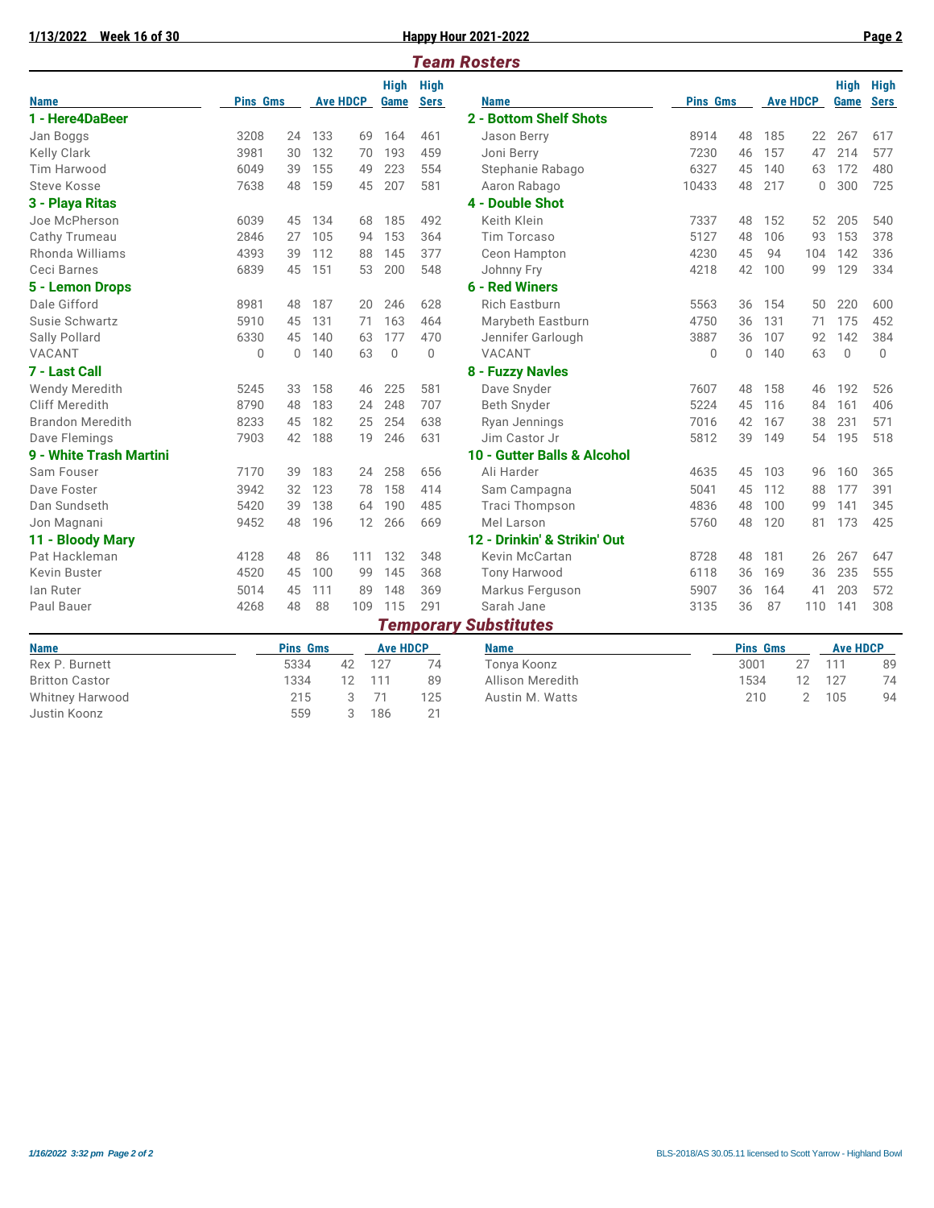## Team Rosters

| Name | Pins | Gms | Ave | HDCP | High Game | High Sers |
|---|---|---|---|---|---|---|
| **1 - Here4DaBeer** | | | | | | |
| Jan Boggs | 3208 | 24 | 133 | 69 | 164 | 461 |
| Kelly Clark | 3981 | 30 | 132 | 70 | 193 | 459 |
| Tim Harwood | 6049 | 39 | 155 | 49 | 223 | 554 |
| Steve Kosse | 7638 | 48 | 159 | 45 | 207 | 581 |
| **2 - Bottom Shelf Shots** | | | | | | |
| Jason Berry | 8914 | 48 | 185 | 22 | 267 | 617 |
| Joni Berry | 7230 | 46 | 157 | 47 | 214 | 577 |
| Stephanie Rabago | 6327 | 45 | 140 | 63 | 172 | 480 |
| Aaron Rabago | 10433 | 48 | 217 | 0 | 300 | 725 |
| **3 - Playa Ritas** | | | | | | |
| Joe McPherson | 6039 | 45 | 134 | 68 | 185 | 492 |
| Cathy Trumeau | 2846 | 27 | 105 | 94 | 153 | 364 |
| Rhonda Williams | 4393 | 39 | 112 | 88 | 145 | 377 |
| Ceci Barnes | 6839 | 45 | 151 | 53 | 200 | 548 |
| **4 - Double Shot** | | | | | | |
| Keith Klein | 7337 | 48 | 152 | 52 | 205 | 540 |
| Tim Torcaso | 5127 | 48 | 106 | 93 | 153 | 378 |
| Ceon Hampton | 4230 | 45 | 94 | 104 | 142 | 336 |
| Johnny Fry | 4218 | 42 | 100 | 99 | 129 | 334 |
| **5 - Lemon Drops** | | | | | | |
| Dale Gifford | 8981 | 48 | 187 | 20 | 246 | 628 |
| Susie Schwartz | 5910 | 45 | 131 | 71 | 163 | 464 |
| Sally Pollard | 6330 | 45 | 140 | 63 | 177 | 470 |
| VACANT | 0 | 0 | 140 | 63 | 0 | 0 |
| **6 - Red Winers** | | | | | | |
| Rich Eastburn | 5563 | 36 | 154 | 50 | 220 | 600 |
| Marybeth Eastburn | 4750 | 36 | 131 | 71 | 175 | 452 |
| Jennifer Garlough | 3887 | 36 | 107 | 92 | 142 | 384 |
| VACANT | 0 | 0 | 140 | 63 | 0 | 0 |
| **7 - Last Call** | | | | | | |
| Wendy Meredith | 5245 | 33 | 158 | 46 | 225 | 581 |
| Cliff Meredith | 8790 | 48 | 183 | 24 | 248 | 707 |
| Brandon Meredith | 8233 | 45 | 182 | 25 | 254 | 638 |
| Dave Flemings | 7903 | 42 | 188 | 19 | 246 | 631 |
| **8 - Fuzzy Navles** | | | | | | |
| Dave Snyder | 7607 | 48 | 158 | 46 | 192 | 526 |
| Beth Snyder | 5224 | 45 | 116 | 84 | 161 | 406 |
| Ryan Jennings | 7016 | 42 | 167 | 38 | 231 | 571 |
| Jim Castor Jr | 5812 | 39 | 149 | 54 | 195 | 518 |
| **9 - White Trash Martini** | | | | | | |
| Sam Fouser | 7170 | 39 | 183 | 24 | 258 | 656 |
| Dave Foster | 3942 | 32 | 123 | 78 | 158 | 414 |
| Dan Sundseth | 5420 | 39 | 138 | 64 | 190 | 485 |
| Jon Magnani | 9452 | 48 | 196 | 12 | 266 | 669 |
| **10 - Gutter Balls & Alcohol** | | | | | | |
| Ali Harder | 4635 | 45 | 103 | 96 | 160 | 365 |
| Sam Campagna | 5041 | 45 | 112 | 88 | 177 | 391 |
| Traci Thompson | 4836 | 48 | 100 | 99 | 141 | 345 |
| Mel Larson | 5760 | 48 | 120 | 81 | 173 | 425 |
| **11 - Bloody Mary** | | | | | | |
| Pat Hackleman | 4128 | 48 | 86 | 111 | 132 | 348 |
| Kevin Buster | 4520 | 45 | 100 | 99 | 145 | 368 |
| Ian Ruter | 5014 | 45 | 111 | 89 | 148 | 369 |
| Paul Bauer | 4268 | 48 | 88 | 109 | 115 | 291 |
| **12 - Drinkin' & Strikin' Out** | | | | | | |
| Kevin McCartan | 8728 | 48 | 181 | 26 | 267 | 647 |
| Tony Harwood | 6118 | 36 | 169 | 36 | 235 | 555 |
| Markus Ferguson | 5907 | 36 | 164 | 41 | 203 | 572 |
| Sarah Jane | 3135 | 36 | 87 | 110 | 141 | 308 |

## Temporary Substitutes

| Name | Pins | Gms | Ave | HDCP |
|---|---|---|---|---|
| Rex P. Burnett | 5334 | 42 | 127 | 74 |
| Britton Castor | 1334 | 12 | 111 | 89 |
| Whitney Harwood | 215 | 3 | 71 | 125 |
| Justin Koonz | 559 | 3 | 186 | 21 |
| Tonya Koonz | 3001 | 27 | 111 | 89 |
| Allison Meredith | 1534 | 12 | 127 | 74 |
| Austin M. Watts | 210 | 2 | 105 | 94 |